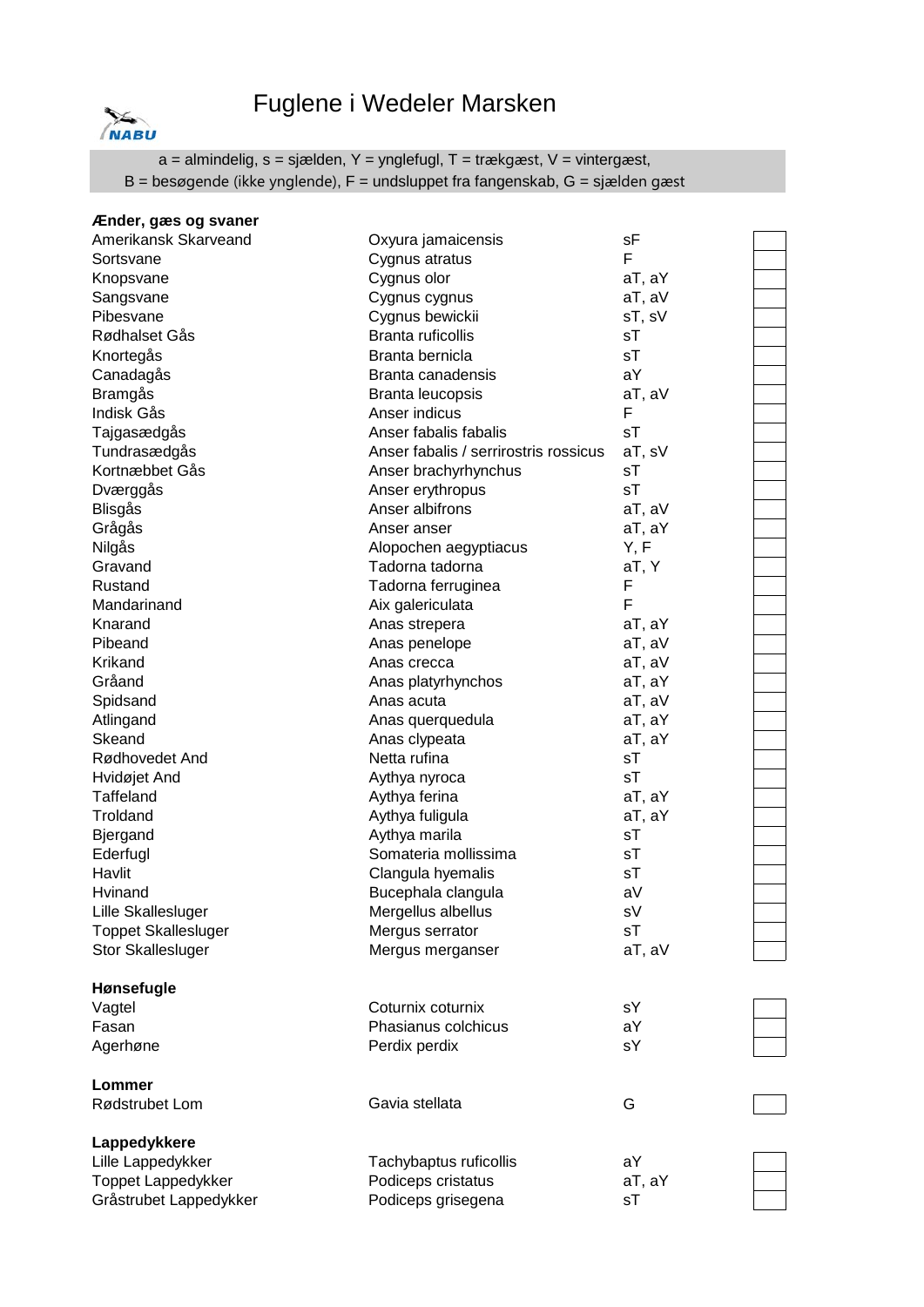# Fuglene i Wedeler Marsken

a = almindelig, s = sjælden, Y = ynglefugl, T = trækgæst, V = vintergæst,
B = besøgende (ikke ynglende), F = undsluppet fra fangenskab, G = sjælden gæst

| | | | |
|---|---|---|---|
| **Ænder, gæs og svaner** | | | |
| Amerikansk Skarveand | Oxyura jamaicensis | sF | |
| Sortsvane | Cygnus atratus | F | |
| Knopsvane | Cygnus olor | aT, aY | |
| Sangsvane | Cygnus cygnus | aT, aV | |
| Pibesvane | Cygnus bewickii | sT, sV | |
| Rødhalset Gås | Branta ruficollis | sT | |
| Knortegås | Branta bernicla | sT | |
| Canadagås | Branta canadensis | aY | |
| Bramgås | Branta leucopsis | aT, aV | |
| Indisk Gås | Anser indicus | F | |
| Tajgasædgås | Anser fabalis fabalis | sT | |
| Tundrasædgås | Anser fabalis / serrirostris rossicus | aT, sV | |
| Kortnæbbet Gås | Anser brachyrhynchus | sT | |
| Dværggås | Anser erythropus | sT | |
| Blisgås | Anser albifrons | aT, aV | |
| Grågås | Anser anser | aT, aY | |
| Nilgås | Alopochen aegyptiacus | Y, F | |
| Gravand | Tadorna tadorna | aT, Y | |
| Rustand | Tadorna ferruginea | F | |
| Mandarinand | Aix galericulata | F | |
| Knarand | Anas strepera | aT, aY | |
| Pibeand | Anas penelope | aT, aV | |
| Krikand | Anas crecca | aT, aV | |
| Gråand | Anas platyrhynchos | aT, aY | |
| Spidsand | Anas acuta | aT, aV | |
| Atlingand | Anas querquedula | aT, aY | |
| Skeand | Anas clypeata | aT, aY | |
| Rødhovedet And | Netta rufina | sT | |
| Hvidøjet And | Aythya nyroca | sT | |
| Taffeland | Aythya ferina | aT, aY | |
| Troldand | Aythya fuligula | aT, aY | |
| Bjergand | Aythya marila | sT | |
| Ederfugl | Somateria mollissima | sT | |
| Havlit | Clangula hyemalis | sT | |
| Hvinand | Bucephala clangula | aV | |
| Lille Skallesluger | Mergellus albellus | sV | |
| Toppet Skallesluger | Mergus serrator | sT | |
| Stor Skallesluger | Mergus merganser | aT, aV | |
| **Hønsefugle** | | | |
| Vagtel | Coturnix coturnix | sY | |
| Fasan | Phasianus colchicus | aY | |
| Agerhøne | Perdix perdix | sY | |
| **Lommer** | | | |
| Rødstrubet Lom | Gavia stellata | G | |
| **Lappedykkere** | | | |
| Lille Lappedykker | Tachybaptus ruficollis | aY | |
| Toppet Lappedykker | Podiceps cristatus | aT, aY | |
| Gråstrubet Lappedykker | Podiceps grisegena | sT | |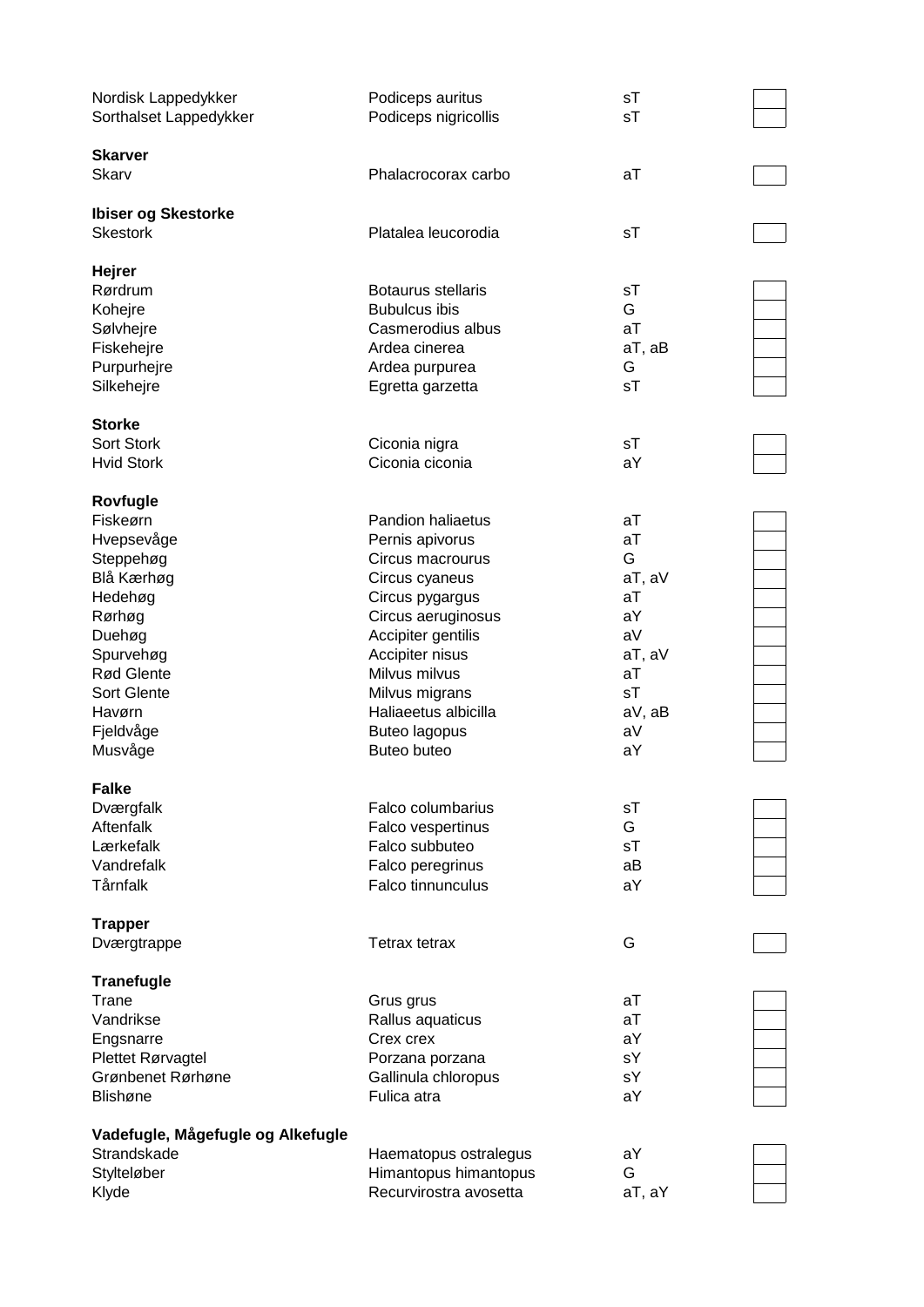| | | | |
|---|---|---|---|
| Nordisk Lappedykker | Podiceps auritus | sT | |
| Sorthalset Lappedykker | Podiceps nigricollis | sT | |
| **Skarver** | | | |
| Skarv | Phalacrocorax carbo | aT | |
| **Ibiser og Skestorke** | | | |
| Skestork | Platalea leucorodia | sT | |
| **Hejrer** | | | |
| Rørdrum | Botaurus stellaris | sT | |
| Kohejre | Bubulcus ibis | G | |
| Sølvhejre | Casmerodius albus | aT | |
| Fiskehejre | Ardea cinerea | aT, aB | |
| Purpurhejre | Ardea purpurea | G | |
| Silkehejre | Egretta garzetta | sT | |
| **Storke** | | | |
| Sort Stork | Ciconia nigra | sT | |
| Hvid Stork | Ciconia ciconia | aY | |
| **Rovfugle** | | | |
| Fiskeørn | Pandion haliaetus | aT | |
| Hvepsevåge | Pernis apivorus | aT | |
| Steppehøg | Circus macrourus | G | |
| Blå Kærhøg | Circus cyaneus | aT, aV | |
| Hedehøg | Circus pygargus | aT | |
| Rørhøg | Circus aeruginosus | aY | |
| Duehøg | Accipiter gentilis | aV | |
| Spurvehøg | Accipiter nisus | aT, aV | |
| Rød Glente | Milvus milvus | aT | |
| Sort Glente | Milvus migrans | sT | |
| Havørn | Haliaeetus albicilla | aV, aB | |
| Fjeldvåge | Buteo lagopus | aV | |
| Musvåge | Buteo buteo | aY | |
| **Falke** | | | |
| Dværgfalk | Falco columbarius | sT | |
| Aftenfalk | Falco vespertinus | G | |
| Lærkefalk | Falco subbuteo | sT | |
| Vandrefalk | Falco peregrinus | aB | |
| Tårnfalk | Falco tinnunculus | aY | |
| **Trapper** | | | |
| Dværgtrappe | Tetrax tetrax | G | |
| **Tranefugle** | | | |
| Trane | Grus grus | aT | |
| Vandrikse | Rallus aquaticus | aT | |
| Engsnarre | Crex crex | aY | |
| Plettet Rørvagtel | Porzana porzana | sY | |
| Grønbenet Rørhøne | Gallinula chloropus | sY | |
| Blishøne | Fulica atra | aY | |
| **Vadefugle, Mågefugle og Alkefugle** | | | |
| Strandskade | Haematopus ostralegus | aY | |
| Stylteløber | Himantopus himantopus | G | |
| Klyde | Recurvirostra avosetta | aT, aY | |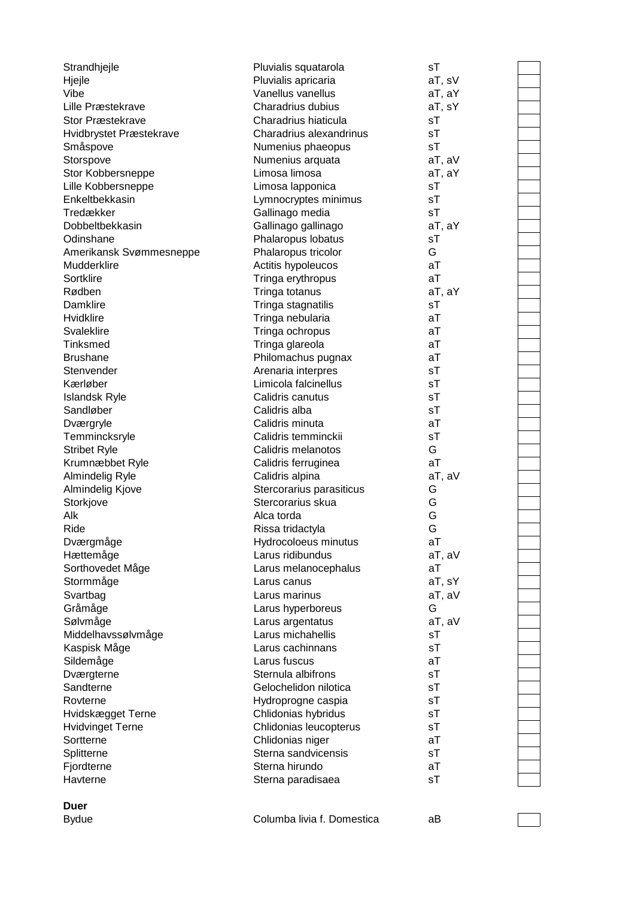| | | | |
|---|---|---|---|
| Strandhjejle | Pluvialis squatarola | sT | |
| Hjejle | Pluvialis apricaria | aT, sV | |
| Vibe | Vanellus vanellus | aT, aY | |
| Lille Præstekrave | Charadrius dubius | aT, sY | |
| Stor Præstekrave | Charadrius hiaticula | sT | |
| Hvidbrystet Præstekrave | Charadrius alexandrinus | sT | |
| Småspove | Numenius phaeopus | sT | |
| Storspove | Numenius arquata | aT, aV | |
| Stor Kobbersneppe | Limosa limosa | aT, aY | |
| Lille Kobbersneppe | Limosa lapponica | sT | |
| Enkeltbekkasin | Lymnocryptes minimus | sT | |
| Tredækker | Gallinago media | sT | |
| Dobbeltbekkasin | Gallinago gallinago | aT, aY | |
| Odinshane | Phalaropus lobatus | sT | |
| Amerikansk Svømmesneppe | Phalaropus tricolor | G | |
| Mudderklire | Actitis hypoleucos | aT | |
| Sortklire | Tringa erythropus | aT | |
| Rødben | Tringa totanus | aT, aY | |
| Damklire | Tringa stagnatilis | sT | |
| Hvidklire | Tringa nebularia | aT | |
| Svaleklire | Tringa ochropus | aT | |
| Tinksmed | Tringa glareola | aT | |
| Brushane | Philomachus pugnax | aT | |
| Stenvender | Arenaria interpres | sT | |
| Kærløber | Limicola falcinellus | sT | |
| Islandsk Ryle | Calidris canutus | sT | |
| Sandløber | Calidris alba | sT | |
| Dværgryle | Calidris minuta | aT | |
| Temmincksryle | Calidris temminckii | sT | |
| Stribet Ryle | Calidris melanotos | G | |
| Krumnæbbet Ryle | Calidris ferruginea | aT | |
| Almindelig Ryle | Calidris alpina | aT, aV | |
| Almindelig Kjove | Stercorarius parasiticus | G | |
| Storkjove | Stercorarius skua | G | |
| Alk | Alca torda | G | |
| Ride | Rissa tridactyla | G | |
| Dværgmåge | Hydrocoloeus minutus | aT | |
| Hættemåge | Larus ridibundus | aT, aV | |
| Sorthovedet Måge | Larus melanocephalus | aT | |
| Stormmåge | Larus canus | aT, sY | |
| Svartbag | Larus marinus | aT, aV | |
| Gråmåge | Larus hyperboreus | G | |
| Sølvmåge | Larus argentatus | aT, aV | |
| Middelhavssølvmåge | Larus michahellis | sT | |
| Kaspisk Måge | Larus cachinnans | sT | |
| Sildemåge | Larus fuscus | aT | |
| Dværgterne | Sternula albifrons | sT | |
| Sandterne | Gelochelidon nilotica | sT | |
| Rovterne | Hydroprogne caspia | sT | |
| Hvidskægget Terne | Chlidonias hybridus | sT | |
| Hvidvinget Terne | Chlidonias leucopterus | sT | |
| Sortterne | Chlidonias niger | aT | |
| Splitterne | Sterna sandvicensis | sT | |
| Fjordterne | Sterna hirundo | aT | |
| Havterne | Sterna paradisaea | sT | |

**Duer**

| | | | |
|---|---|---|---|
| Bydue | Columba livia f. Domestica | aB | |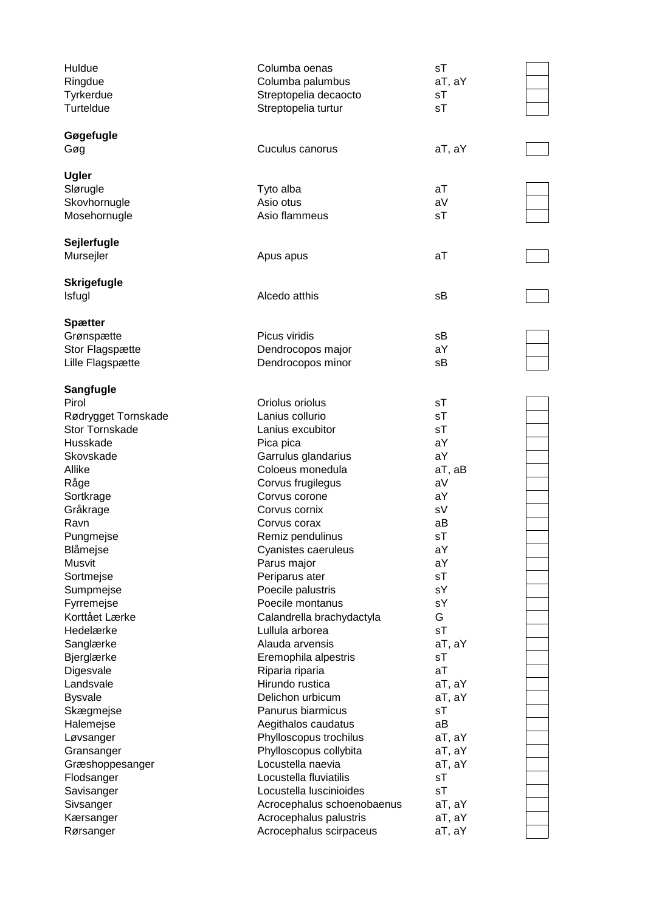| | | | |
|---|---|---|---|
| Huldue | Columba oenas | sT | |
| Ringdue | Columba palumbus | aT, aY | |
| Tyrkerdue | Streptopelia decaocto | sT | |
| Turteldue | Streptopelia turtur | sT | |
| **Gøgefugle** | | | |
| Gøg | Cuculus canorus | aT, aY | |
| **Ugler** | | | |
| Slørugle | Tyto alba | aT | |
| Skovhornugle | Asio otus | aV | |
| Mosehornugle | Asio flammeus | sT | |
| **Sejlerfugle** | | | |
| Mursejler | Apus apus | aT | |
| **Skrigefugle** | | | |
| Isfugl | Alcedo atthis | sB | |
| **Spætter** | | | |
| Grønspætte | Picus viridis | sB | |
| Stor Flagspætte | Dendrocopos major | aY | |
| Lille Flagspætte | Dendrocopos minor | sB | |
| **Sangfugle** | | | |
| Pirol | Oriolus oriolus | sT | |
| Rødrygget Tornskade | Lanius collurio | sT | |
| Stor Tornskade | Lanius excubitor | sT | |
| Husskade | Pica pica | aY | |
| Skovskade | Garrulus glandarius | aY | |
| Allike | Coloeus monedula | aT, aB | |
| Råge | Corvus frugilegus | aV | |
| Sortkrage | Corvus corone | aY | |
| Gråkrage | Corvus cornix | sV | |
| Ravn | Corvus corax | aB | |
| Pungmejse | Remiz pendulinus | sT | |
| Blåmejse | Cyanistes caeruleus | aY | |
| Musvit | Parus major | aY | |
| Sortmejse | Periparus ater | sT | |
| Sumpmejse | Poecile palustris | sY | |
| Fyrremejse | Poecile montanus | sY | |
| Korttået Lærke | Calandrella brachydactyla | G | |
| Hedelærke | Lullula arborea | sT | |
| Sanglærke | Alauda arvensis | aT, aY | |
| Bjerglærke | Eremophila alpestris | sT | |
| Digesvale | Riparia riparia | aT | |
| Landsvale | Hirundo rustica | aT, aY | |
| Bysvale | Delichon urbicum | aT, aY | |
| Skægmejse | Panurus biarmicus | sT | |
| Halemejse | Aegithalos caudatus | aB | |
| Løvsanger | Phylloscopus trochilus | aT, aY | |
| Gransanger | Phylloscopus collybita | aT, aY | |
| Græshoppesanger | Locustella naevia | aT, aY | |
| Flodsanger | Locustella fluviatilis | sT | |
| Savisanger | Locustella luscinioides | sT | |
| Sivsanger | Acrocephalus schoenobaenus | aT, aY | |
| Kærsanger | Acrocephalus palustris | aT, aY | |
| Rørsanger | Acrocephalus scirpaceus | aT, aY | |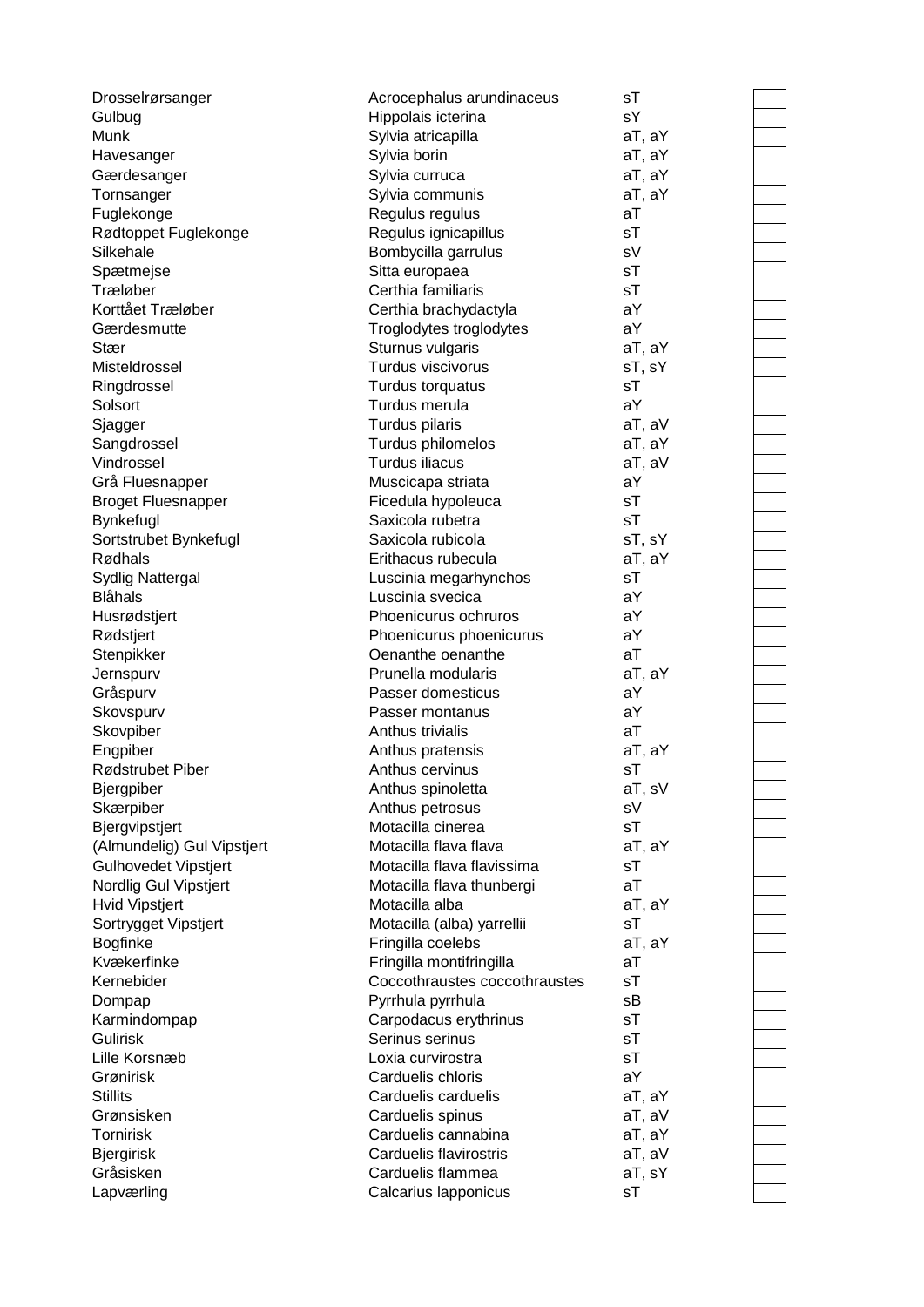| | | | |
|---|---|---|---|
| Drosselrørsanger | Acrocephalus arundinaceus | sT | |
| Gulbug | Hippolais icterina | sY | |
| Munk | Sylvia atricapilla | aT, aY | |
| Havesanger | Sylvia borin | aT, aY | |
| Gærdesanger | Sylvia curruca | aT, aY | |
| Tornsanger | Sylvia communis | aT, aY | |
| Fuglekonge | Regulus regulus | aT | |
| Rødtoppet Fuglekonge | Regulus ignicapillus | sT | |
| Silkehale | Bombycilla garrulus | sV | |
| Spætmejse | Sitta europaea | sT | |
| Træløber | Certhia familiaris | sT | |
| Korttået Træløber | Certhia brachydactyla | aY | |
| Gærdesmutte | Troglodytes troglodytes | aY | |
| Stær | Sturnus vulgaris | aT, aY | |
| Misteldrossel | Turdus viscivorus | sT, sY | |
| Ringdrossel | Turdus torquatus | sT | |
| Solsort | Turdus merula | aY | |
| Sjagger | Turdus pilaris | aT, aV | |
| Sangdrossel | Turdus philomelos | aT, aY | |
| Vindrossel | Turdus iliacus | aT, aV | |
| Grå Fluesnapper | Muscicapa striata | aY | |
| Broget Fluesnapper | Ficedula hypoleuca | sT | |
| Bynkefugl | Saxicola rubetra | sT | |
| Sortstrubet Bynkefugl | Saxicola rubicola | sT, sY | |
| Rødhals | Erithacus rubecula | aT, aY | |
| Sydlig Nattergal | Luscinia megarhynchos | sT | |
| Blåhals | Luscinia svecica | aY | |
| Husrødstjert | Phoenicurus ochruros | aY | |
| Rødstjert | Phoenicurus phoenicurus | aY | |
| Stenpikker | Oenanthe oenanthe | aT | |
| Jernspurv | Prunella modularis | aT, aY | |
| Gråspurv | Passer domesticus | aY | |
| Skovspurv | Passer montanus | aY | |
| Skovpiber | Anthus trivialis | aT | |
| Engpiber | Anthus pratensis | aT, aY | |
| Rødstrubet Piber | Anthus cervinus | sT | |
| Bjergpiber | Anthus spinoletta | aT, sV | |
| Skærpiber | Anthus petrosus | sV | |
| Bjergvipstjert | Motacilla cinerea | sT | |
| (Almundelig) Gul Vipstjert | Motacilla flava flava | aT, aY | |
| Gulhovedet Vipstjert | Motacilla flava flavissima | sT | |
| Nordlig Gul Vipstjert | Motacilla flava thunbergi | aT | |
| Hvid Vipstjert | Motacilla alba | aT, aY | |
| Sortrygget Vipstjert | Motacilla (alba) yarrellii | sT | |
| Bogfinke | Fringilla coelebs | aT, aY | |
| Kvækerfinke | Fringilla montifringilla | aT | |
| Kernebider | Coccothraustes coccothraustes | sT | |
| Dompap | Pyrrhula pyrrhula | sB | |
| Karmindompap | Carpodacus erythrinus | sT | |
| Gulirisk | Serinus serinus | sT | |
| Lille Korsnæb | Loxia curvirostra | sT | |
| Grønirisk | Carduelis chloris | aY | |
| Stillits | Carduelis carduelis | aT, aY | |
| Grønsisken | Carduelis spinus | aT, aV | |
| Tornirisk | Carduelis cannabina | aT, aY | |
| Bjergirisk | Carduelis flavirostris | aT, aV | |
| Gråsisken | Carduelis flammea | aT, sY | |
| Lapværling | Calcarius lapponicus | sT | |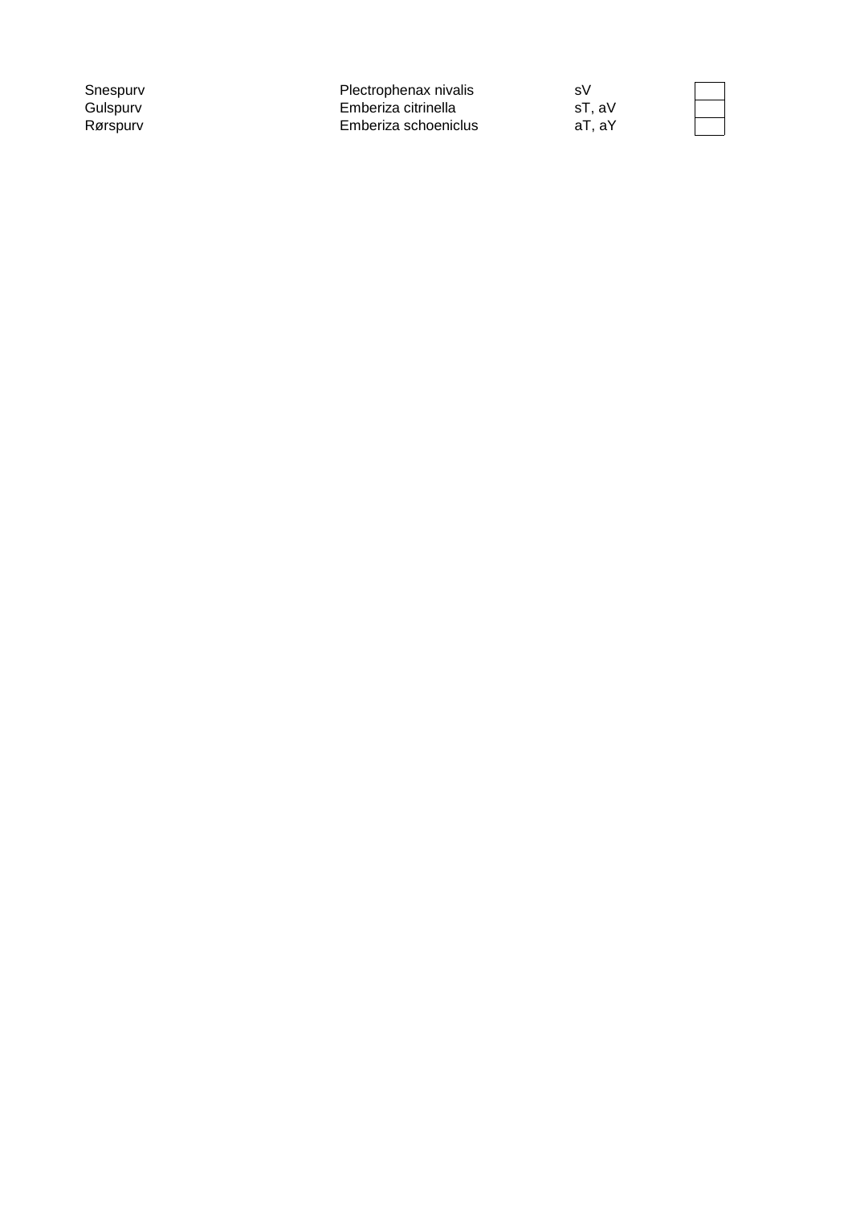| | | | |
|---|---|---|---|
| Snespurv | Plectrophenax nivalis | sV | |
| Gulspurv | Emberiza citrinella | sT, aV | |
| Rørspurv | Emberiza schoeniclus | aT, aY | |